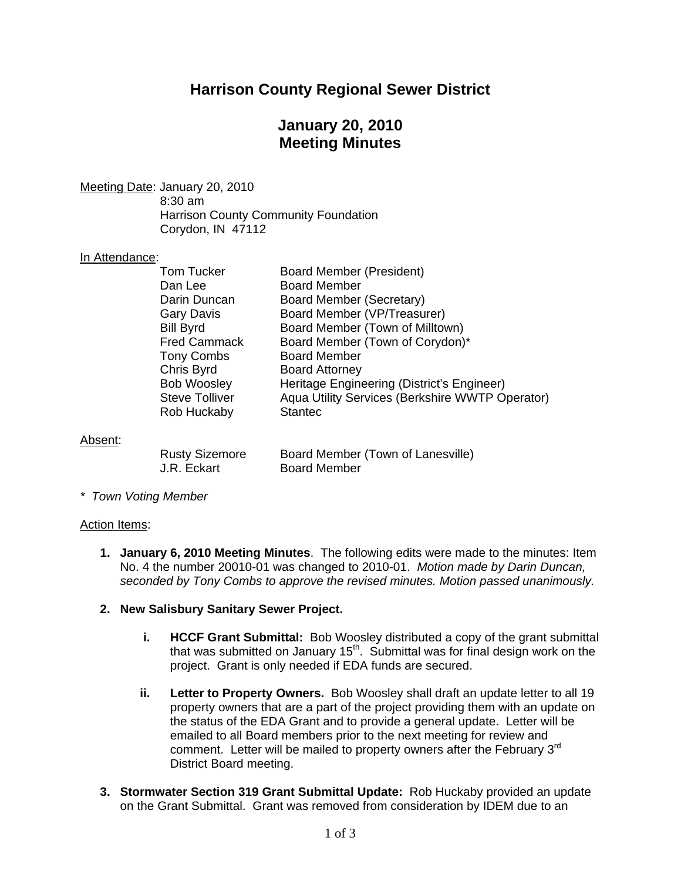# Harrison County Regional Sewer District

## January 20, 2010
## Meeting Minutes

Meeting Date: January 20, 2010
8:30 am
Harrison County Community Foundation
Corydon, IN 47112

In Attendance:

| | |
|---|---|
| Tom Tucker | Board Member (President) |
| Dan Lee | Board Member |
| Darin Duncan | Board Member (Secretary) |
| Gary Davis | Board Member (VP/Treasurer) |
| Bill Byrd | Board Member (Town of Milltown) |
| Fred Cammack | Board Member (Town of Corydon)* |
| Tony Combs | Board Member |
| Chris Byrd | Board Attorney |
| Bob Woosley | Heritage Engineering (District's Engineer) |
| Steve Tolliver | Aqua Utility Services (Berkshire WWTP Operator) |
| Rob Huckaby | Stantec |

Absent:

| | |
|---|---|
| Rusty Sizemore | Board Member (Town of Lanesville) |
| J.R. Eckart | Board Member |

*\* Town Voting Member*

Action Items:

1. **January 6, 2010 Meeting Minutes**. The following edits were made to the minutes: Item No. 4 the number 20010-01 was changed to 2010-01. *Motion made by Darin Duncan, seconded by Tony Combs to approve the revised minutes. Motion passed unanimously.*

2. **New Salisbury Sanitary Sewer Project.**

   i. **HCCF Grant Submittal:** Bob Woosley distributed a copy of the grant submittal that was submitted on January 15th. Submittal was for final design work on the project. Grant is only needed if EDA funds are secured.

   ii. **Letter to Property Owners.** Bob Woosley shall draft an update letter to all 19 property owners that are a part of the project providing them with an update on the status of the EDA Grant and to provide a general update. Letter will be emailed to all Board members prior to the next meeting for review and comment. Letter will be mailed to property owners after the February 3rd District Board meeting.

3. **Stormwater Section 319 Grant Submittal Update:** Rob Huckaby provided an update on the Grant Submittal. Grant was removed from consideration by IDEM due to an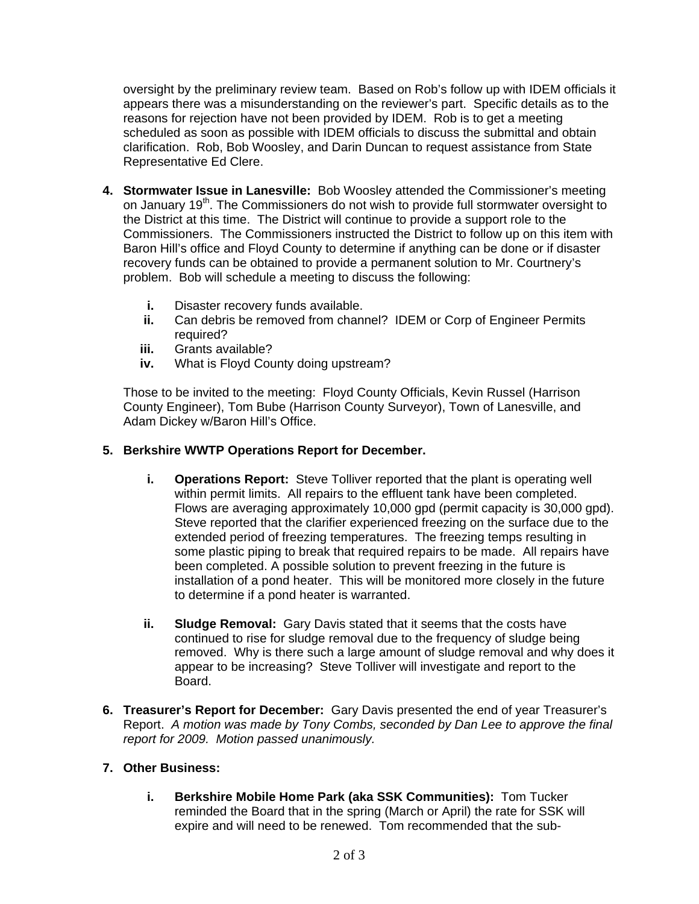oversight by the preliminary review team. Based on Rob's follow up with IDEM officials it appears there was a misunderstanding on the reviewer's part. Specific details as to the reasons for rejection have not been provided by IDEM. Rob is to get a meeting scheduled as soon as possible with IDEM officials to discuss the submittal and obtain clarification. Rob, Bob Woosley, and Darin Duncan to request assistance from State Representative Ed Clere.

4. **Stormwater Issue in Lanesville:** Bob Woosley attended the Commissioner's meeting on January 19th. The Commissioners do not wish to provide full stormwater oversight to the District at this time. The District will continue to provide a support role to the Commissioners. The Commissioners instructed the District to follow up on this item with Baron Hill's office and Floyd County to determine if anything can be done or if disaster recovery funds can be obtained to provide a permanent solution to Mr. Courtnery's problem. Bob will schedule a meeting to discuss the following:

   i. Disaster recovery funds available.
   ii. Can debris be removed from channel? IDEM or Corp of Engineer Permits required?
   iii. Grants available?
   iv. What is Floyd County doing upstream?

   Those to be invited to the meeting: Floyd County Officials, Kevin Russel (Harrison County Engineer), Tom Bube (Harrison County Surveyor), Town of Lanesville, and Adam Dickey w/Baron Hill's Office.

5. **Berkshire WWTP Operations Report for December.**

   i. **Operations Report:** Steve Tolliver reported that the plant is operating well within permit limits. All repairs to the effluent tank have been completed. Flows are averaging approximately 10,000 gpd (permit capacity is 30,000 gpd). Steve reported that the clarifier experienced freezing on the surface due to the extended period of freezing temperatures. The freezing temps resulting in some plastic piping to break that required repairs to be made. All repairs have been completed. A possible solution to prevent freezing in the future is installation of a pond heater. This will be monitored more closely in the future to determine if a pond heater is warranted.

   ii. **Sludge Removal:** Gary Davis stated that it seems that the costs have continued to rise for sludge removal due to the frequency of sludge being removed. Why is there such a large amount of sludge removal and why does it appear to be increasing? Steve Tolliver will investigate and report to the Board.

6. **Treasurer's Report for December:** Gary Davis presented the end of year Treasurer's Report. *A motion was made by Tony Combs, seconded by Dan Lee to approve the final report for 2009. Motion passed unanimously.*

7. **Other Business:**

   i. **Berkshire Mobile Home Park (aka SSK Communities):** Tom Tucker reminded the Board that in the spring (March or April) the rate for SSK will expire and will need to be renewed. Tom recommended that the sub-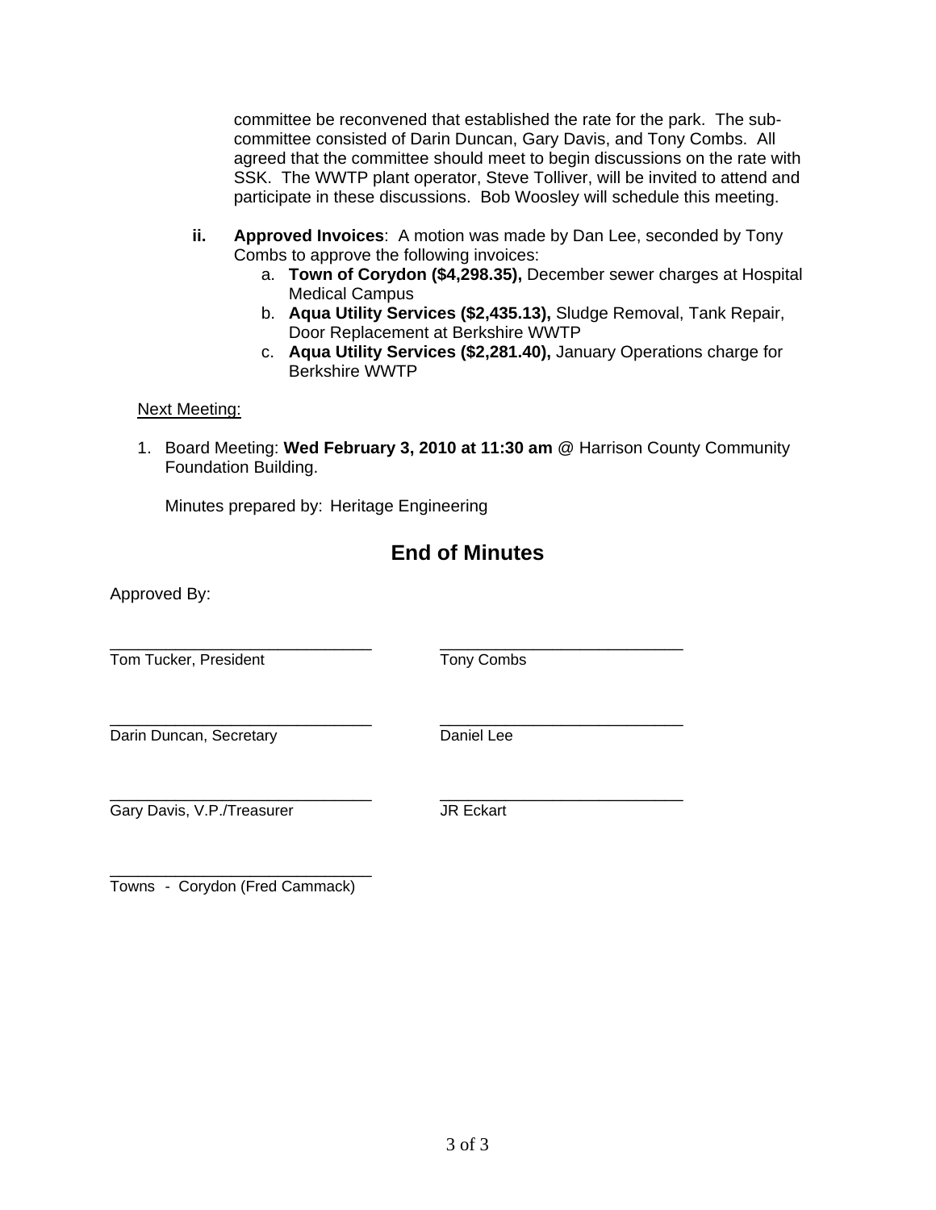committee be reconvened that established the rate for the park. The sub-committee consisted of Darin Duncan, Gary Davis, and Tony Combs. All agreed that the committee should meet to begin discussions on the rate with SSK. The WWTP plant operator, Steve Tolliver, will be invited to attend and participate in these discussions. Bob Woosley will schedule this meeting.

**ii.** **Approved Invoices**: A motion was made by Dan Lee, seconded by Tony Combs to approve the following invoices:

a. **Town of Corydon ($4,298.35),** December sewer charges at Hospital Medical Campus
b. **Aqua Utility Services ($2,435.13),** Sludge Removal, Tank Repair, Door Replacement at Berkshire WWTP
c. **Aqua Utility Services ($2,281.40),** January Operations charge for Berkshire WWTP

Next Meeting:

1. Board Meeting: **Wed February 3, 2010 at 11:30 am** @ Harrison County Community Foundation Building.

   Minutes prepared by: Heritage Engineering

## End of Minutes

Approved By:

| | |
|---|---|
| ______________________________ | ______________________________ |
| Tom Tucker, President | Tony Combs |
| ______________________________ | ______________________________ |
| Darin Duncan, Secretary | Daniel Lee |
| ______________________________ | ______________________________ |
| Gary Davis, V.P./Treasurer | JR Eckart |
| ______________________________ | |
| Towns - Corydon (Fred Cammack) | |